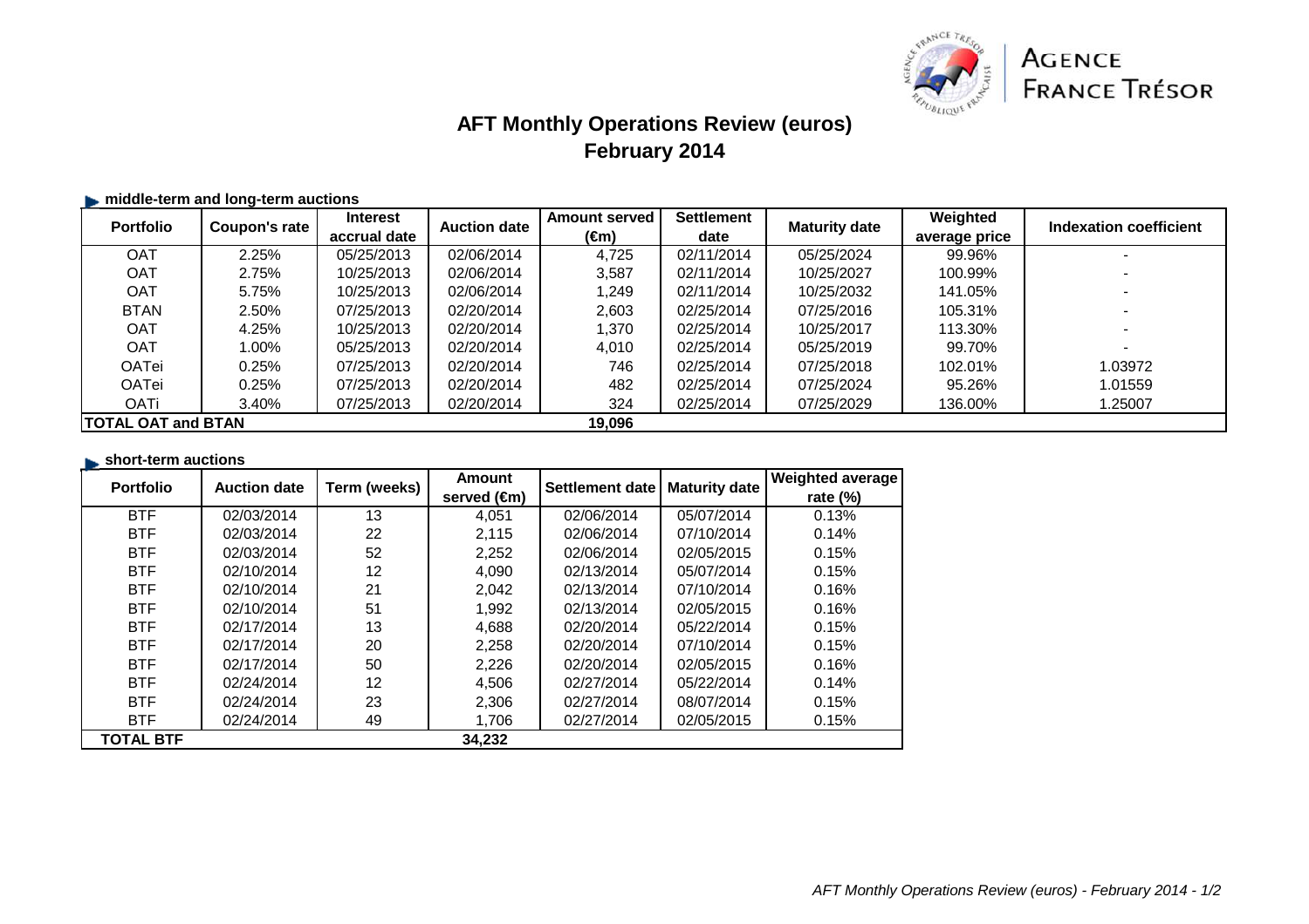AGENCE FRANCE TRÉSOR

# AFT Monthly Operations Review (euros)
## February 2014

### middle-term and long-term auctions

| Portfolio | Coupon's rate | Interest accrual date | Auction date | Amount served (€m) | Settlement date | Maturity date | Weighted average price | Indexation coefficient |
|---|---|---|---|---|---|---|---|---|
| OAT | 2.25% | 05/25/2013 | 02/06/2014 | 4,725 | 02/11/2014 | 05/25/2024 | 99.96% | - |
| OAT | 2.75% | 10/25/2013 | 02/06/2014 | 3,587 | 02/11/2014 | 10/25/2027 | 100.99% | - |
| OAT | 5.75% | 10/25/2013 | 02/06/2014 | 1,249 | 02/11/2014 | 10/25/2032 | 141.05% | - |
| BTAN | 2.50% | 07/25/2013 | 02/20/2014 | 2,603 | 02/25/2014 | 07/25/2016 | 105.31% | - |
| OAT | 4.25% | 10/25/2013 | 02/20/2014 | 1,370 | 02/25/2014 | 10/25/2017 | 113.30% | - |
| OAT | 1.00% | 05/25/2013 | 02/20/2014 | 4,010 | 02/25/2014 | 05/25/2019 | 99.70% | - |
| OATei | 0.25% | 07/25/2013 | 02/20/2014 | 746 | 02/25/2014 | 07/25/2018 | 102.01% | 1.03972 |
| OATei | 0.25% | 07/25/2013 | 02/20/2014 | 482 | 02/25/2014 | 07/25/2024 | 95.26% | 1.01559 |
| OATi | 3.40% | 07/25/2013 | 02/20/2014 | 324 | 02/25/2014 | 07/25/2029 | 136.00% | 1.25007 |
| **TOTAL OAT and BTAN** | | | | **19,096** | | | | |

### short-term auctions

| Portfolio | Auction date | Term (weeks) | Amount served (€m) | Settlement date | Maturity date | Weighted average rate (%) |
|---|---|---|---|---|---|---|
| BTF | 02/03/2014 | 13 | 4,051 | 02/06/2014 | 05/07/2014 | 0.13% |
| BTF | 02/03/2014 | 22 | 2,115 | 02/06/2014 | 07/10/2014 | 0.14% |
| BTF | 02/03/2014 | 52 | 2,252 | 02/06/2014 | 02/05/2015 | 0.15% |
| BTF | 02/10/2014 | 12 | 4,090 | 02/13/2014 | 05/07/2014 | 0.15% |
| BTF | 02/10/2014 | 21 | 2,042 | 02/13/2014 | 07/10/2014 | 0.16% |
| BTF | 02/10/2014 | 51 | 1,992 | 02/13/2014 | 02/05/2015 | 0.16% |
| BTF | 02/17/2014 | 13 | 4,688 | 02/20/2014 | 05/22/2014 | 0.15% |
| BTF | 02/17/2014 | 20 | 2,258 | 02/20/2014 | 07/10/2014 | 0.15% |
| BTF | 02/17/2014 | 50 | 2,226 | 02/20/2014 | 02/05/2015 | 0.16% |
| BTF | 02/24/2014 | 12 | 4,506 | 02/27/2014 | 05/22/2014 | 0.14% |
| BTF | 02/24/2014 | 23 | 2,306 | 02/27/2014 | 08/07/2014 | 0.15% |
| BTF | 02/24/2014 | 49 | 1,706 | 02/27/2014 | 02/05/2015 | 0.15% |
| **TOTAL BTF** | | | **34,232** | | | |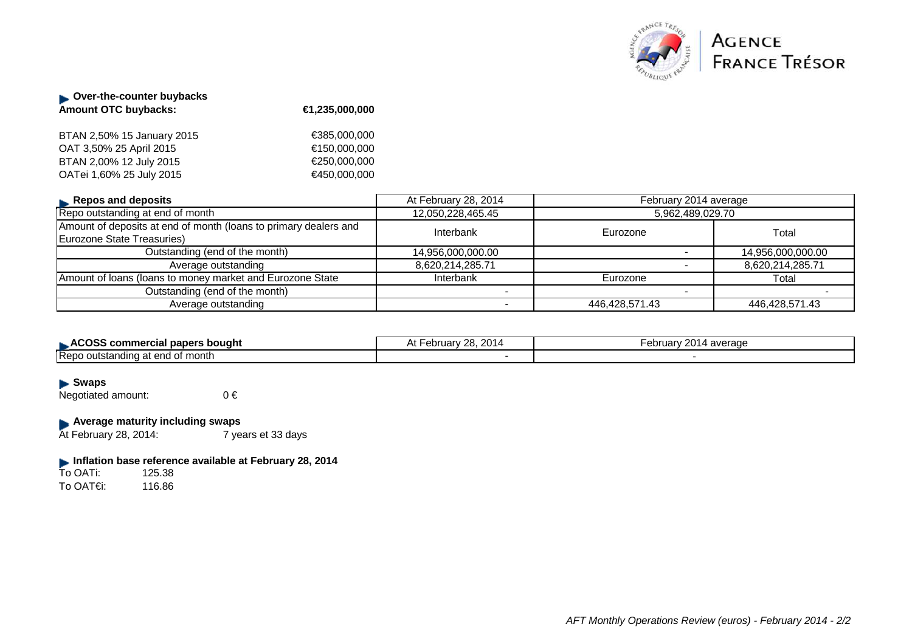### Over-the-counter buybacks

**Amount OTC buybacks: €1,235,000,000**

| | |
|---|---|
| BTAN 2,50% 15 January 2015 | €385,000,000 |
| OAT 3,50% 25 April 2015 | €150,000,000 |
| BTAN 2,00% 12 July 2015 | €250,000,000 |
| OATei 1,60% 25 July 2015 | €450,000,000 |

| Repos and deposits | At February 28, 2014 | February 2014 average | |
|---|---|---|---|
| Repo outstanding at end of month | 12,050,228,465.45 | 5,962,489,029.70 | |
| Amount of deposits at end of month (loans to primary dealers and Eurozone State Treasuries) | Interbank | Eurozone | Total |
| Outstanding (end of the month) | 14,956,000,000.00 | - | 14,956,000,000.00 |
| Average outstanding | 8,620,214,285.71 | - | 8,620,214,285.71 |
| Amount of loans (loans to money market and Eurozone State | Interbank | Eurozone | Total |
| Outstanding (end of the month) | - | - | - |
| Average outstanding | - | 446,428,571.43 | 446,428,571.43 |

| ACOSS commercial papers bought | At February 28, 2014 | February 2014 average |
|---|---|---|
| Repo outstanding at end of month | - | - |

### Swaps

Negotiated amount: 0 €

### Average maturity including swaps

At February 28, 2014: 7 years et 33 days

### Inflation base reference available at February 28, 2014

To OATi: 125.38

To OAT€i: 116.86